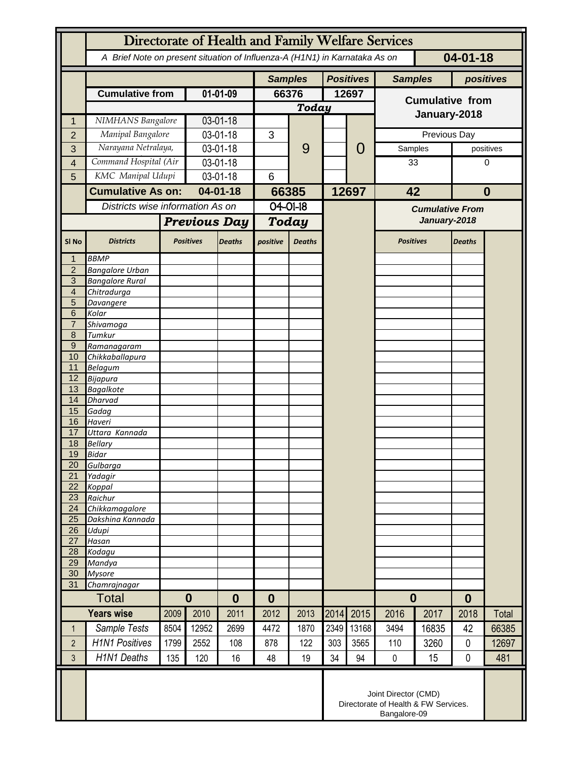# Directorate of Health and Family Welfare Services

*A Brief Note on present situation of Influenza-A (H1N1) in Karnataka As on* **04-01-18**

| | | | Samples | | Positives | | Samples | positives |
|---|---|---|---|---|---|---|---|---|
| | **Cumulative from** | **01-01-09** | **66376** | | **12697** | | **Cumulative from January-2018** | |
| | | | ***Today*** | | | | | |
| 1 | *NIMHANS Bangalore* | 03-01-18 | | 9 | | 0 | | |
| 2 | *Manipal Bangalore* | 03-01-18 | 3 | | | | Previous Day | |
| 3 | *Narayana Netralaya,* | 03-01-18 | | | | | Samples | positives |
| 4 | *Command Hospital (Air* | 03-01-18 | | | | | 33 | 0 |
| 5 | *KMC Manipal Udupi* | 03-01-18 | 6 | | | | | |
| | **Cumulative As on:** | **04-01-18** | **66385** | | **12697** | | **42** | **0** |

*Districts wise information As on* 04-01-18

| | | ***Previous Day*** | | ***Today*** | | ***Cumulative From January-2018*** | |
|---|---|---|---|---|---|---|---|
| **Sl No** | **Districts** | **Positives** | **Deaths** | **positive** | **Deaths** | **Positives** | **Deaths** |
| 1 | *BBMP* | | | | | | |
| 2 | *Bangalore Urban* | | | | | | |
| 3 | *Bangalore Rural* | | | | | | |
| 4 | *Chitradurga* | | | | | | |
| 5 | *Davangere* | | | | | | |
| 6 | *Kolar* | | | | | | |
| 7 | *Shivamoga* | | | | | | |
| 8 | *Tumkur* | | | | | | |
| 9 | *Ramanagaram* | | | | | | |
| 10 | *Chikkaballapura* | | | | | | |
| 11 | *Belagum* | | | | | | |
| 12 | *Bijapura* | | | | | | |
| 13 | *Bagalkote* | | | | | | |
| 14 | *Dharvad* | | | | | | |
| 15 | *Gadag* | | | | | | |
| 16 | *Haveri* | | | | | | |
| 17 | *Uttara Kannada* | | | | | | |
| 18 | *Bellary* | | | | | | |
| 19 | *Bidar* | | | | | | |
| 20 | *Gulbarga* | | | | | | |
| 21 | *Yadagir* | | | | | | |
| 22 | *Koppal* | | | | | | |
| 23 | *Raichur* | | | | | | |
| 24 | *Chikkamagalore* | | | | | | |
| 25 | *Dakshina Kannada* | | | | | | |
| 26 | *Udupi* | | | | | | |
| 27 | *Hasan* | | | | | | |
| 28 | *Kodagu* | | | | | | |
| 29 | *Mandya* | | | | | | |
| 30 | *Mysore* | | | | | | |
| 31 | *Chamrajnagar* | | | | | | |
| | **Total** | **0** | **0** | **0** | | **0** | **0** |

| | **Years wise** | 2009 | 2010 | 2011 | 2012 | 2013 | 2014 | 2015 | 2016 | 2017 | 2018 | Total |
|---|---|---|---|---|---|---|---|---|---|---|---|---|
| 1 | *Sample Tests* | 8504 | 12952 | 2699 | 4472 | 1870 | 2349 | 13168 | 3494 | 16835 | 42 | 66385 |
| 2 | *H1N1 Positives* | 1799 | 2552 | 108 | 878 | 122 | 303 | 3565 | 110 | 3260 | 0 | 12697 |
| 3 | *H1N1 Deaths* | 135 | 120 | 16 | 48 | 19 | 34 | 94 | 0 | 15 | 0 | 481 |

Joint Director (CMD)
Directorate of Health & FW Services.
Bangalore-09